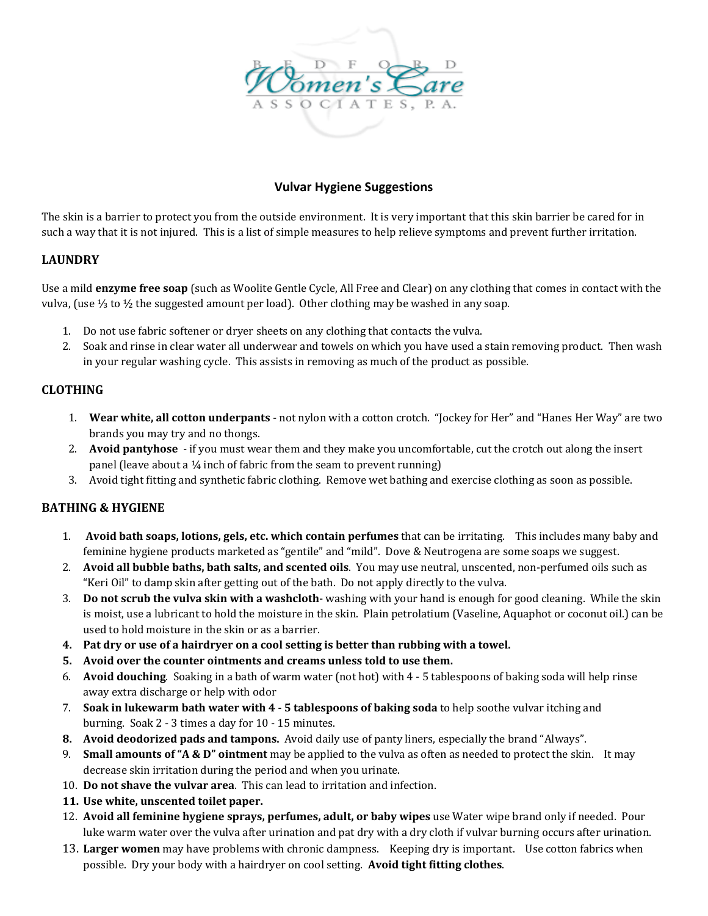BEDFORD Women's Care ASSOCIATES, P.A.

## Vulvar Hygiene Suggestions

The skin is a barrier to protect you from the outside environment. It is very important that this skin barrier be cared for in such a way that it is not injured. This is a list of simple measures to help relieve symptoms and prevent further irritation.

### LAUNDRY

Use a mild **enzyme free soap** (such as Woolite Gentle Cycle, All Free and Clear) on any clothing that comes in contact with the vulva, (use ⅓ to ½ the suggested amount per load). Other clothing may be washed in any soap.

1. Do not use fabric softener or dryer sheets on any clothing that contacts the vulva.
2. Soak and rinse in clear water all underwear and towels on which you have used a stain removing product. Then wash in your regular washing cycle. This assists in removing as much of the product as possible.

### CLOTHING

1. **Wear white, all cotton underpants** - not nylon with a cotton crotch. "Jockey for Her" and "Hanes Her Way" are two brands you may try and no thongs.
2. **Avoid pantyhose** - if you must wear them and they make you uncomfortable, cut the crotch out along the insert panel (leave about a ¼ inch of fabric from the seam to prevent running)
3. Avoid tight fitting and synthetic fabric clothing. Remove wet bathing and exercise clothing as soon as possible.

### BATHING & HYGIENE

1. **Avoid bath soaps, lotions, gels, etc. which contain perfumes** that can be irritating. This includes many baby and feminine hygiene products marketed as "gentile" and "mild". Dove & Neutrogena are some soaps we suggest.
2. **Avoid all bubble baths, bath salts, and scented oils**. You may use neutral, unscented, non-perfumed oils such as "Keri Oil" to damp skin after getting out of the bath. Do not apply directly to the vulva.
3. **Do not scrub the vulva skin with a washcloth**- washing with your hand is enough for good cleaning. While the skin is moist, use a lubricant to hold the moisture in the skin. Plain petrolatium (Vaseline, Aquaphot or coconut oil.) can be used to hold moisture in the skin or as a barrier.
4. **Pat dry or use of a hairdryer on a cool setting is better than rubbing with a towel.**
5. **Avoid over the counter ointments and creams unless told to use them.**
6. **Avoid douching**. Soaking in a bath of warm water (not hot) with 4 - 5 tablespoons of baking soda will help rinse away extra discharge or help with odor
7. **Soak in lukewarm bath water with 4 - 5 tablespoons of baking soda** to help soothe vulvar itching and burning. Soak 2 - 3 times a day for 10 - 15 minutes.
8. **Avoid deodorized pads and tampons.** Avoid daily use of panty liners, especially the brand "Always".
9. **Small amounts of "A & D" ointment** may be applied to the vulva as often as needed to protect the skin. It may decrease skin irritation during the period and when you urinate.
10. **Do not shave the vulvar area**. This can lead to irritation and infection.
11. **Use white, unscented toilet paper.**
12. **Avoid all feminine hygiene sprays, perfumes, adult, or baby wipes** use Water wipe brand only if needed. Pour luke warm water over the vulva after urination and pat dry with a dry cloth if vulvar burning occurs after urination.
13. **Larger women** may have problems with chronic dampness. Keeping dry is important. Use cotton fabrics when possible. Dry your body with a hairdryer on cool setting. **Avoid tight fitting clothes**.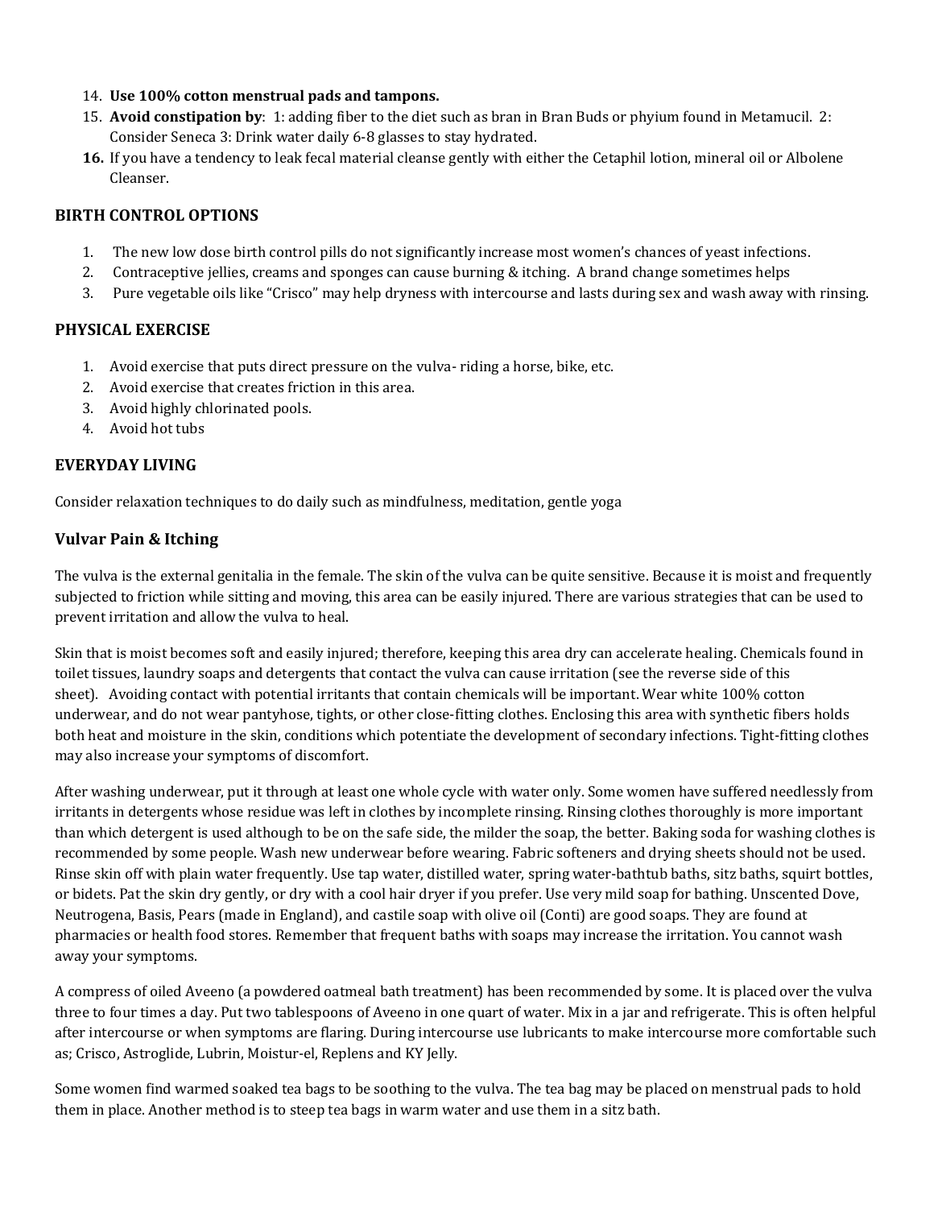14. **Use 100% cotton menstrual pads and tampons.**
15. **Avoid constipation by**: 1: adding fiber to the diet such as bran in Bran Buds or phyium found in Metamucil. 2: Consider Seneca 3: Drink water daily 6-8 glasses to stay hydrated.
16. If you have a tendency to leak fecal material cleanse gently with either the Cetaphil lotion, mineral oil or Albolene Cleanser.

### BIRTH CONTROL OPTIONS

1. The new low dose birth control pills do not significantly increase most women's chances of yeast infections.
2. Contraceptive jellies, creams and sponges can cause burning & itching. A brand change sometimes helps
3. Pure vegetable oils like "Crisco" may help dryness with intercourse and lasts during sex and wash away with rinsing.

### PHYSICAL EXERCISE

1. Avoid exercise that puts direct pressure on the vulva- riding a horse, bike, etc.
2. Avoid exercise that creates friction in this area.
3. Avoid highly chlorinated pools.
4. Avoid hot tubs

### EVERYDAY LIVING

Consider relaxation techniques to do daily such as mindfulness, meditation, gentle yoga

### Vulvar Pain & Itching

The vulva is the external genitalia in the female. The skin of the vulva can be quite sensitive. Because it is moist and frequently subjected to friction while sitting and moving, this area can be easily injured. There are various strategies that can be used to prevent irritation and allow the vulva to heal.

Skin that is moist becomes soft and easily injured; therefore, keeping this area dry can accelerate healing. Chemicals found in toilet tissues, laundry soaps and detergents that contact the vulva can cause irritation (see the reverse side of this sheet). Avoiding contact with potential irritants that contain chemicals will be important. Wear white 100% cotton underwear, and do not wear pantyhose, tights, or other close-fitting clothes. Enclosing this area with synthetic fibers holds both heat and moisture in the skin, conditions which potentiate the development of secondary infections. Tight-fitting clothes may also increase your symptoms of discomfort.

After washing underwear, put it through at least one whole cycle with water only. Some women have suffered needlessly from irritants in detergents whose residue was left in clothes by incomplete rinsing. Rinsing clothes thoroughly is more important than which detergent is used although to be on the safe side, the milder the soap, the better. Baking soda for washing clothes is recommended by some people. Wash new underwear before wearing. Fabric softeners and drying sheets should not be used. Rinse skin off with plain water frequently. Use tap water, distilled water, spring water-bathtub baths, sitz baths, squirt bottles, or bidets. Pat the skin dry gently, or dry with a cool hair dryer if you prefer. Use very mild soap for bathing. Unscented Dove, Neutrogena, Basis, Pears (made in England), and castile soap with olive oil (Conti) are good soaps. They are found at pharmacies or health food stores. Remember that frequent baths with soaps may increase the irritation. You cannot wash away your symptoms.

A compress of oiled Aveeno (a powdered oatmeal bath treatment) has been recommended by some. It is placed over the vulva three to four times a day. Put two tablespoons of Aveeno in one quart of water. Mix in a jar and refrigerate. This is often helpful after intercourse or when symptoms are flaring. During intercourse use lubricants to make intercourse more comfortable such as; Crisco, Astroglide, Lubrin, Moistur-el, Replens and KY Jelly.

Some women find warmed soaked tea bags to be soothing to the vulva. The tea bag may be placed on menstrual pads to hold them in place. Another method is to steep tea bags in warm water and use them in a sitz bath.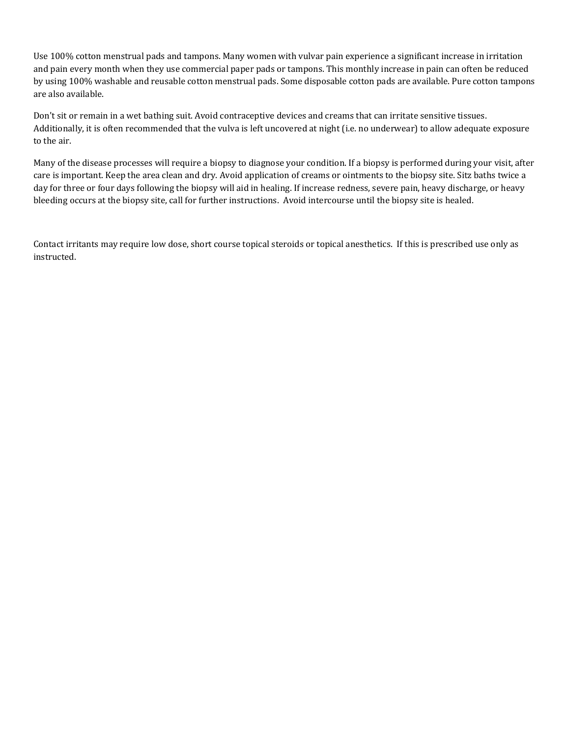Use 100% cotton menstrual pads and tampons. Many women with vulvar pain experience a significant increase in irritation and pain every month when they use commercial paper pads or tampons. This monthly increase in pain can often be reduced by using 100% washable and reusable cotton menstrual pads. Some disposable cotton pads are available. Pure cotton tampons are also available.

Don't sit or remain in a wet bathing suit. Avoid contraceptive devices and creams that can irritate sensitive tissues. Additionally, it is often recommended that the vulva is left uncovered at night (i.e. no underwear) to allow adequate exposure to the air.

Many of the disease processes will require a biopsy to diagnose your condition. If a biopsy is performed during your visit, after care is important. Keep the area clean and dry. Avoid application of creams or ointments to the biopsy site. Sitz baths twice a day for three or four days following the biopsy will aid in healing. If increase redness, severe pain, heavy discharge, or heavy bleeding occurs at the biopsy site, call for further instructions. Avoid intercourse until the biopsy site is healed.

Contact irritants may require low dose, short course topical steroids or topical anesthetics. If this is prescribed use only as instructed.